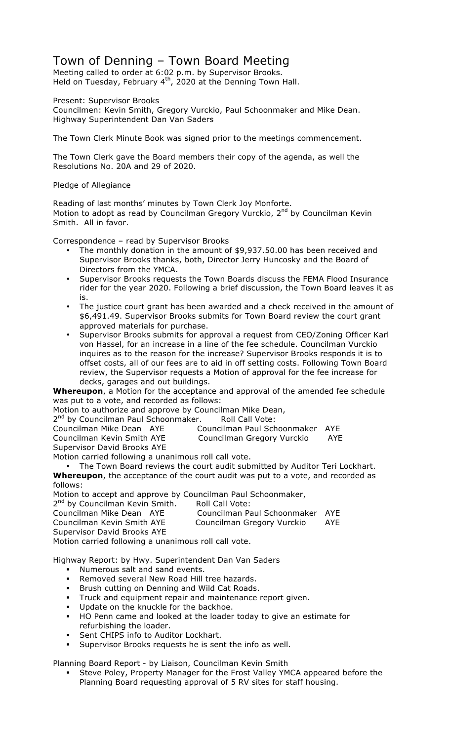# Town of Denning – Town Board Meeting

Meeting called to order at 6:02 p.m. by Supervisor Brooks.
Held on Tuesday, February 4th, 2020 at the Denning Town Hall.

Present: Supervisor Brooks
Councilmen: Kevin Smith, Gregory Vurckio, Paul Schoonmaker and Mike Dean.
Highway Superintendent Dan Van Saders

The Town Clerk Minute Book was signed prior to the meetings commencement.

The Town Clerk gave the Board members their copy of the agenda, as well the Resolutions No. 20A and 29 of 2020.

Pledge of Allegiance

Reading of last months' minutes by Town Clerk Joy Monforte.
Motion to adopt as read by Councilman Gregory Vurckio, 2nd by Councilman Kevin Smith. All in favor.

Correspondence – read by Supervisor Brooks

- The monthly donation in the amount of $9,937.50.00 has been received and Supervisor Brooks thanks, both, Director Jerry Huncosky and the Board of Directors from the YMCA.
- Supervisor Brooks requests the Town Boards discuss the FEMA Flood Insurance rider for the year 2020. Following a brief discussion, the Town Board leaves it as is.
- The justice court grant has been awarded and a check received in the amount of $6,491.49. Supervisor Brooks submits for Town Board review the court grant approved materials for purchase.
- Supervisor Brooks submits for approval a request from CEO/Zoning Officer Karl von Hassel, for an increase in a line of the fee schedule. Councilman Vurckio inquires as to the reason for the increase? Supervisor Brooks responds it is to offset costs, all of our fees are to aid in off setting costs. Following Town Board review, the Supervisor requests a Motion of approval for the fee increase for decks, garages and out buildings.

**Whereupon**, a Motion for the acceptance and approval of the amended fee schedule was put to a vote, and recorded as follows:

Motion to authorize and approve by Councilman Mike Dean,
2nd by Councilman Paul Schoonmaker. Roll Call Vote:

Councilman Mike Dean AYE &nbsp;&nbsp;&nbsp; Councilman Paul Schoonmaker AYE
Councilman Kevin Smith AYE &nbsp;&nbsp;&nbsp; Councilman Gregory Vurckio AYE
Supervisor David Brooks AYE

Motion carried following a unanimous roll call vote.

- The Town Board reviews the court audit submitted by Auditor Teri Lockhart.

**Whereupon**, the acceptance of the court audit was put to a vote, and recorded as follows:

Motion to accept and approve by Councilman Paul Schoonmaker,
2nd by Councilman Kevin Smith. Roll Call Vote:

Councilman Mike Dean AYE &nbsp;&nbsp;&nbsp; Councilman Paul Schoonmaker AYE
Councilman Kevin Smith AYE &nbsp;&nbsp;&nbsp; Councilman Gregory Vurckio AYE
Supervisor David Brooks AYE

Motion carried following a unanimous roll call vote.

Highway Report: by Hwy. Superintendent Dan Van Saders

- Numerous salt and sand events.
- Removed several New Road Hill tree hazards.
- Brush cutting on Denning and Wild Cat Roads.
- Truck and equipment repair and maintenance report given.
- Update on the knuckle for the backhoe.
- HO Penn came and looked at the loader today to give an estimate for refurbishing the loader.
- Sent CHIPS info to Auditor Lockhart.
- Supervisor Brooks requests he is sent the info as well.

Planning Board Report - by Liaison, Councilman Kevin Smith

- Steve Poley, Property Manager for the Frost Valley YMCA appeared before the Planning Board requesting approval of 5 RV sites for staff housing.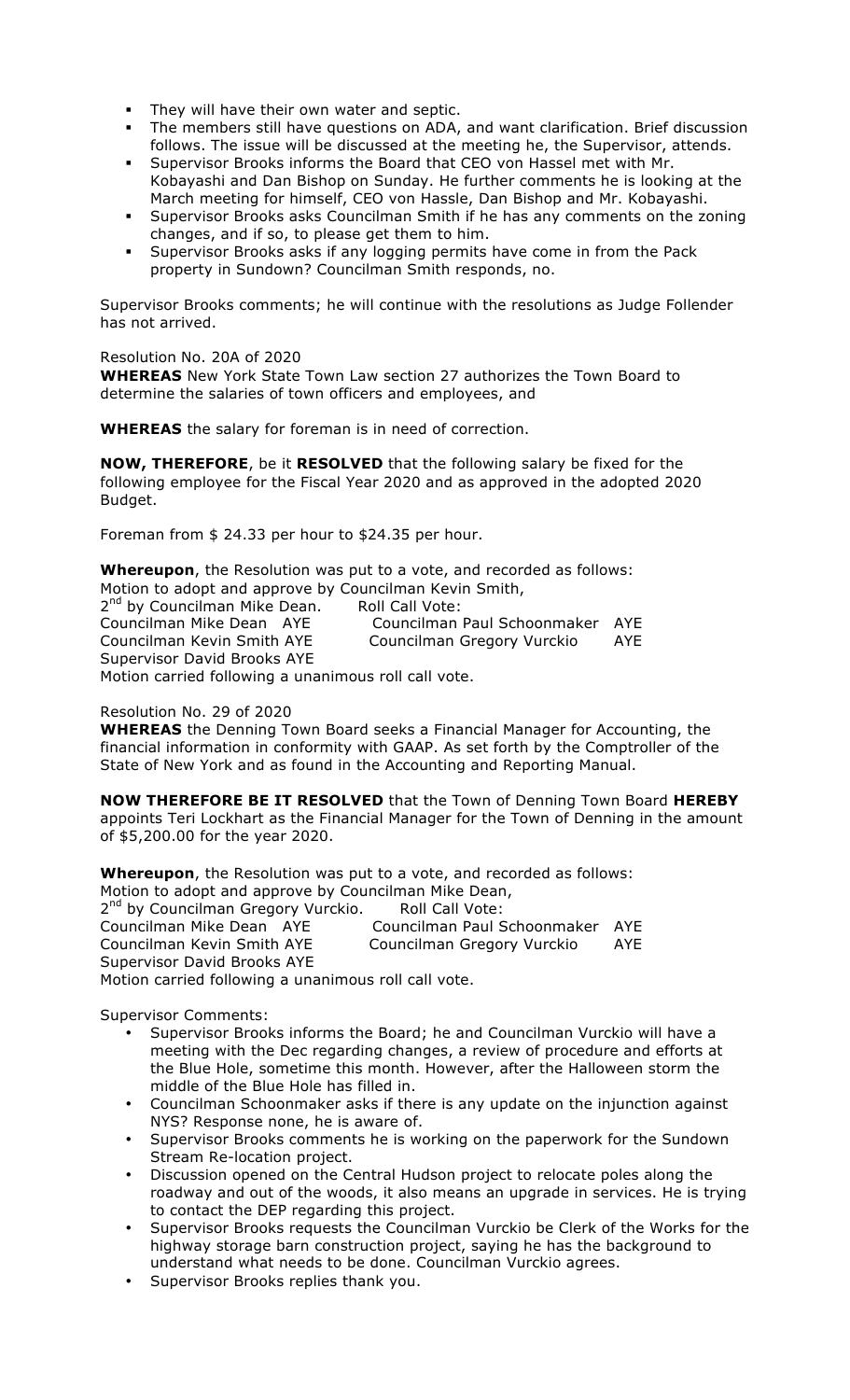- They will have their own water and septic.
- The members still have questions on ADA, and want clarification. Brief discussion follows. The issue will be discussed at the meeting he, the Supervisor, attends.
- Supervisor Brooks informs the Board that CEO von Hassel met with Mr. Kobayashi and Dan Bishop on Sunday. He further comments he is looking at the March meeting for himself, CEO von Hassle, Dan Bishop and Mr. Kobayashi.
- Supervisor Brooks asks Councilman Smith if he has any comments on the zoning changes, and if so, to please get them to him.
- Supervisor Brooks asks if any logging permits have come in from the Pack property in Sundown? Councilman Smith responds, no.

Supervisor Brooks comments; he will continue with the resolutions as Judge Follender has not arrived.

Resolution No. 20A of 2020

**WHEREAS** New York State Town Law section 27 authorizes the Town Board to determine the salaries of town officers and employees, and

**WHEREAS** the salary for foreman is in need of correction.

**NOW, THEREFORE**, be it **RESOLVED** that the following salary be fixed for the following employee for the Fiscal Year 2020 and as approved in the adopted 2020 Budget.

Foreman from $ 24.33 per hour to $24.35 per hour.

**Whereupon**, the Resolution was put to a vote, and recorded as follows:
Motion to adopt and approve by Councilman Kevin Smith,
2nd by Councilman Mike Dean. Roll Call Vote:
Councilman Mike Dean AYE Councilman Paul Schoonmaker AYE
Councilman Kevin Smith AYE Councilman Gregory Vurckio AYE
Supervisor David Brooks AYE
Motion carried following a unanimous roll call vote.

Resolution No. 29 of 2020

**WHEREAS** the Denning Town Board seeks a Financial Manager for Accounting, the financial information in conformity with GAAP. As set forth by the Comptroller of the State of New York and as found in the Accounting and Reporting Manual.

**NOW THEREFORE BE IT RESOLVED** that the Town of Denning Town Board **HEREBY** appoints Teri Lockhart as the Financial Manager for the Town of Denning in the amount of $5,200.00 for the year 2020.

**Whereupon**, the Resolution was put to a vote, and recorded as follows:
Motion to adopt and approve by Councilman Mike Dean,
2nd by Councilman Gregory Vurckio. Roll Call Vote:
Councilman Mike Dean AYE Councilman Paul Schoonmaker AYE
Councilman Kevin Smith AYE Councilman Gregory Vurckio AYE
Supervisor David Brooks AYE
Motion carried following a unanimous roll call vote.

Supervisor Comments:

- Supervisor Brooks informs the Board; he and Councilman Vurckio will have a meeting with the Dec regarding changes, a review of procedure and efforts at the Blue Hole, sometime this month. However, after the Halloween storm the middle of the Blue Hole has filled in.
- Councilman Schoonmaker asks if there is any update on the injunction against NYS? Response none, he is aware of.
- Supervisor Brooks comments he is working on the paperwork for the Sundown Stream Re-location project.
- Discussion opened on the Central Hudson project to relocate poles along the roadway and out of the woods, it also means an upgrade in services. He is trying to contact the DEP regarding this project.
- Supervisor Brooks requests the Councilman Vurckio be Clerk of the Works for the highway storage barn construction project, saying he has the background to understand what needs to be done. Councilman Vurckio agrees.
- Supervisor Brooks replies thank you.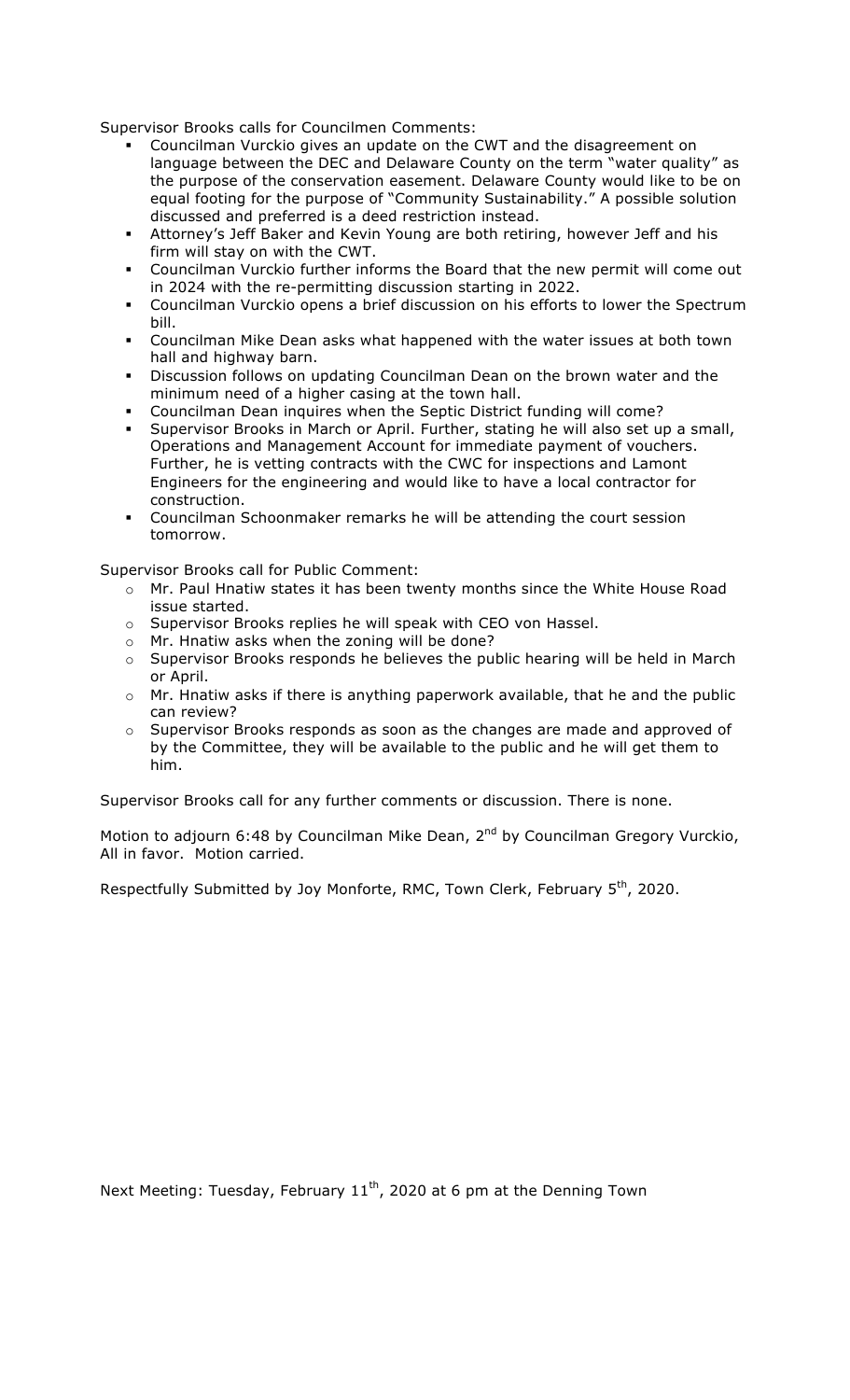Supervisor Brooks calls for Councilmen Comments:

- Councilman Vurckio gives an update on the CWT and the disagreement on language between the DEC and Delaware County on the term "water quality" as the purpose of the conservation easement. Delaware County would like to be on equal footing for the purpose of "Community Sustainability." A possible solution discussed and preferred is a deed restriction instead.
- Attorney's Jeff Baker and Kevin Young are both retiring, however Jeff and his firm will stay on with the CWT.
- Councilman Vurckio further informs the Board that the new permit will come out in 2024 with the re-permitting discussion starting in 2022.
- Councilman Vurckio opens a brief discussion on his efforts to lower the Spectrum bill.
- Councilman Mike Dean asks what happened with the water issues at both town hall and highway barn.
- Discussion follows on updating Councilman Dean on the brown water and the minimum need of a higher casing at the town hall.
- Councilman Dean inquires when the Septic District funding will come?
- Supervisor Brooks in March or April. Further, stating he will also set up a small, Operations and Management Account for immediate payment of vouchers. Further, he is vetting contracts with the CWC for inspections and Lamont Engineers for the engineering and would like to have a local contractor for construction.
- Councilman Schoonmaker remarks he will be attending the court session tomorrow.

Supervisor Brooks call for Public Comment:

- Mr. Paul Hnatiw states it has been twenty months since the White House Road issue started.
- Supervisor Brooks replies he will speak with CEO von Hassel.
- Mr. Hnatiw asks when the zoning will be done?
- Supervisor Brooks responds he believes the public hearing will be held in March or April.
- Mr. Hnatiw asks if there is anything paperwork available, that he and the public can review?
- Supervisor Brooks responds as soon as the changes are made and approved of by the Committee, they will be available to the public and he will get them to him.

Supervisor Brooks call for any further comments or discussion. There is none.

Motion to adjourn 6:48 by Councilman Mike Dean, 2nd by Councilman Gregory Vurckio, All in favor. Motion carried.

Respectfully Submitted by Joy Monforte, RMC, Town Clerk, February 5th, 2020.

Next Meeting: Tuesday, February 11th, 2020 at 6 pm at the Denning Town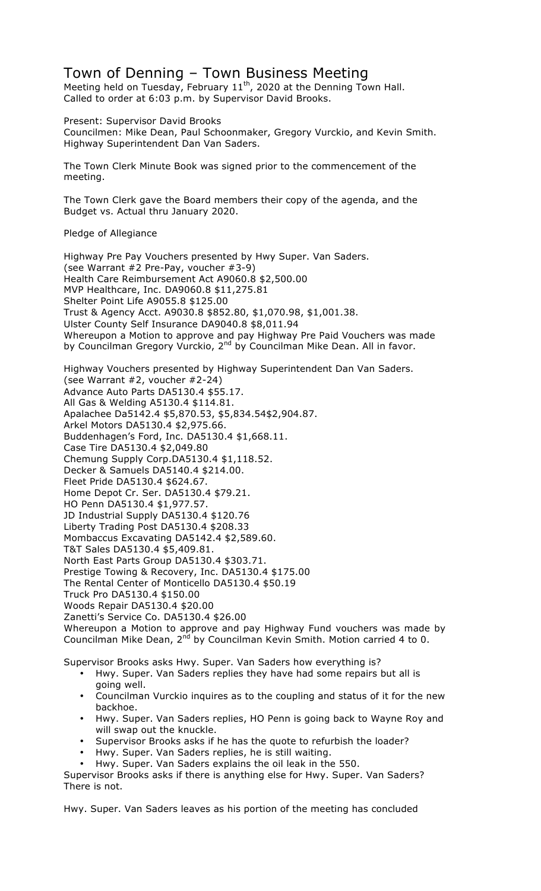# Town of Denning – Town Business Meeting

Meeting held on Tuesday, February 11th, 2020 at the Denning Town Hall.
Called to order at 6:03 p.m. by Supervisor David Brooks.

Present: Supervisor David Brooks
Councilmen: Mike Dean, Paul Schoonmaker, Gregory Vurckio, and Kevin Smith.
Highway Superintendent Dan Van Saders.

The Town Clerk Minute Book was signed prior to the commencement of the meeting.

The Town Clerk gave the Board members their copy of the agenda, and the Budget vs. Actual thru January 2020.

Pledge of Allegiance

Highway Pre Pay Vouchers presented by Hwy Super. Van Saders.
(see Warrant #2 Pre-Pay, voucher #3-9)
Health Care Reimbursement Act A9060.8 $2,500.00
MVP Healthcare, Inc. DA9060.8 $11,275.81
Shelter Point Life A9055.8 $125.00
Trust & Agency Acct. A9030.8 $852.80, $1,070.98, $1,001.38.
Ulster County Self Insurance DA9040.8 $8,011.94
Whereupon a Motion to approve and pay Highway Pre Paid Vouchers was made by Councilman Gregory Vurckio, 2nd by Councilman Mike Dean. All in favor.

Highway Vouchers presented by Highway Superintendent Dan Van Saders.
(see Warrant #2, voucher #2-24)
Advance Auto Parts DA5130.4 $55.17.
All Gas & Welding A5130.4 $114.81.
Apalachee Da5142.4 $5,870.53, $5,834.54$2,904.87.
Arkel Motors DA5130.4 $2,975.66.
Buddenhagen's Ford, Inc. DA5130.4 $1,668.11.
Case Tire DA5130.4 $2,049.80
Chemung Supply Corp.DA5130.4 $1,118.52.
Decker & Samuels DA5140.4 $214.00.
Fleet Pride DA5130.4 $624.67.
Home Depot Cr. Ser. DA5130.4 $79.21.
HO Penn DA5130.4 $1,977.57.
JD Industrial Supply DA5130.4 $120.76
Liberty Trading Post DA5130.4 $208.33
Mombaccus Excavating DA5142.4 $2,589.60.
T&T Sales DA5130.4 $5,409.81.
North East Parts Group DA5130.4 $303.71.
Prestige Towing & Recovery, Inc. DA5130.4 $175.00
The Rental Center of Monticello DA5130.4 $50.19
Truck Pro DA5130.4 $150.00
Woods Repair DA5130.4 $20.00
Zanetti's Service Co. DA5130.4 $26.00
Whereupon a Motion to approve and pay Highway Fund vouchers was made by Councilman Mike Dean, 2nd by Councilman Kevin Smith. Motion carried 4 to 0.

Supervisor Brooks asks Hwy. Super. Van Saders how everything is?

- Hwy. Super. Van Saders replies they have had some repairs but all is going well.
- Councilman Vurckio inquires as to the coupling and status of it for the new backhoe.
- Hwy. Super. Van Saders replies, HO Penn is going back to Wayne Roy and will swap out the knuckle.
- Supervisor Brooks asks if he has the quote to refurbish the loader?
- Hwy. Super. Van Saders replies, he is still waiting.
- Hwy. Super. Van Saders explains the oil leak in the 550.

Supervisor Brooks asks if there is anything else for Hwy. Super. Van Saders? There is not.

Hwy. Super. Van Saders leaves as his portion of the meeting has concluded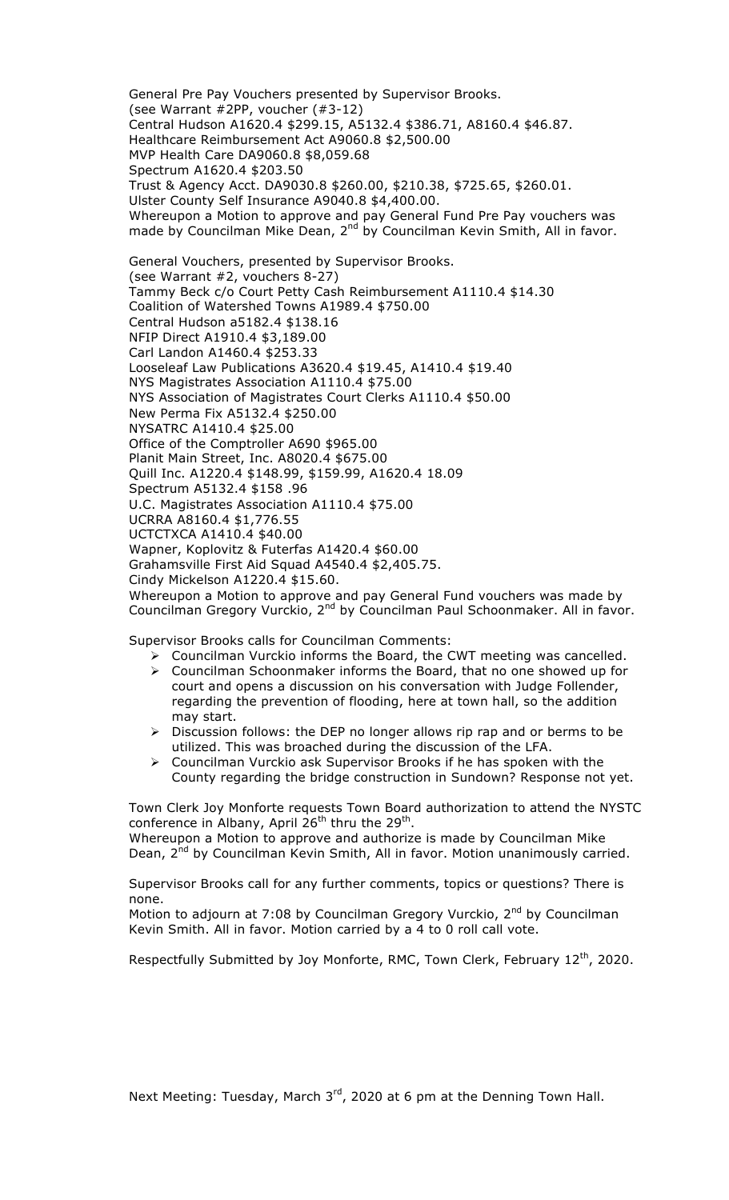General Pre Pay Vouchers presented by Supervisor Brooks.
(see Warrant #2PP, voucher (#3-12)
Central Hudson A1620.4 $299.15, A5132.4 $386.71, A8160.4 $46.87.
Healthcare Reimbursement Act A9060.8 $2,500.00
MVP Health Care DA9060.8 $8,059.68
Spectrum A1620.4 $203.50
Trust & Agency Acct. DA9030.8 $260.00, $210.38, $725.65, $260.01.
Ulster County Self Insurance A9040.8 $4,400.00.
Whereupon a Motion to approve and pay General Fund Pre Pay vouchers was made by Councilman Mike Dean, 2nd by Councilman Kevin Smith, All in favor.

General Vouchers, presented by Supervisor Brooks.
(see Warrant #2, vouchers 8-27)
Tammy Beck c/o Court Petty Cash Reimbursement A1110.4 $14.30
Coalition of Watershed Towns A1989.4 $750.00
Central Hudson a5182.4 $138.16
NFIP Direct A1910.4 $3,189.00
Carl Landon A1460.4 $253.33
Looseleaf Law Publications A3620.4 $19.45, A1410.4 $19.40
NYS Magistrates Association A1110.4 $75.00
NYS Association of Magistrates Court Clerks A1110.4 $50.00
New Perma Fix A5132.4 $250.00
NYSATRC A1410.4 $25.00
Office of the Comptroller A690 $965.00
Planit Main Street, Inc. A8020.4 $675.00
Quill Inc. A1220.4 $148.99, $159.99, A1620.4 18.09
Spectrum A5132.4 $158 .96
U.C. Magistrates Association A1110.4 $75.00
UCRRA A8160.4 $1,776.55
UCTCTXCA A1410.4 $40.00
Wapner, Koplovitz & Futerfas A1420.4 $60.00
Grahamsville First Aid Squad A4540.4 $2,405.75.
Cindy Mickelson A1220.4 $15.60.
Whereupon a Motion to approve and pay General Fund vouchers was made by Councilman Gregory Vurckio, 2nd by Councilman Paul Schoonmaker. All in favor.

Supervisor Brooks calls for Councilman Comments:

- Councilman Vurckio informs the Board, the CWT meeting was cancelled.
- Councilman Schoonmaker informs the Board, that no one showed up for court and opens a discussion on his conversation with Judge Follender, regarding the prevention of flooding, here at town hall, so the addition may start.
- Discussion follows: the DEP no longer allows rip rap and or berms to be utilized. This was broached during the discussion of the LFA.
- Councilman Vurckio ask Supervisor Brooks if he has spoken with the County regarding the bridge construction in Sundown? Response not yet.

Town Clerk Joy Monforte requests Town Board authorization to attend the NYSTC conference in Albany, April 26th thru the 29th.
Whereupon a Motion to approve and authorize is made by Councilman Mike Dean, 2nd by Councilman Kevin Smith, All in favor. Motion unanimously carried.

Supervisor Brooks call for any further comments, topics or questions? There is none.
Motion to adjourn at 7:08 by Councilman Gregory Vurckio, 2nd by Councilman Kevin Smith. All in favor. Motion carried by a 4 to 0 roll call vote.

Respectfully Submitted by Joy Monforte, RMC, Town Clerk, February 12th, 2020.

Next Meeting: Tuesday, March 3rd, 2020 at 6 pm at the Denning Town Hall.